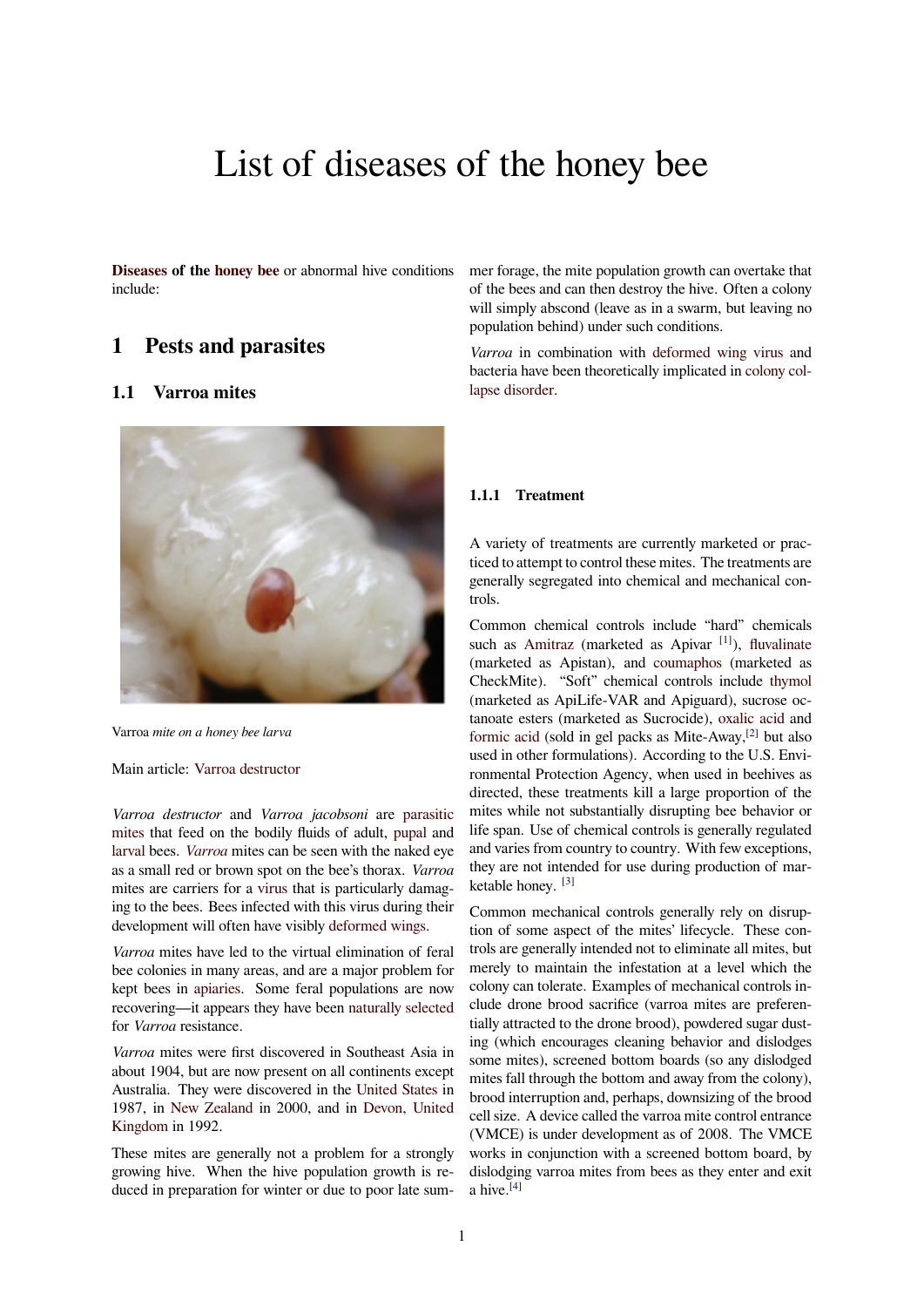# List of diseases of the honey bee

**Diseases** of the **honey bee** or abnormal hive conditions include:

## 1 Pests and parasites

### 1.1 Varroa mites

Varroa *mite on a honey bee larva*

Main article: Varroa destructor

*Varroa destructor* and *Varroa jacobsoni* are parasitic mites that feed on the bodily fluids of adult, pupal and larval bees. *Varroa* mites can be seen with the naked eye as a small red or brown spot on the bee's thorax. *Varroa* mites are carriers for a virus that is particularly damaging to the bees. Bees infected with this virus during their development will often have visibly deformed wings.

*Varroa* mites have led to the virtual elimination of feral bee colonies in many areas, and are a major problem for kept bees in apiaries. Some feral populations are now recovering—it appears they have been naturally selected for *Varroa* resistance.

*Varroa* mites were first discovered in Southeast Asia in about 1904, but are now present on all continents except Australia. They were discovered in the United States in 1987, in New Zealand in 2000, and in Devon, United Kingdom in 1992.

These mites are generally not a problem for a strongly growing hive. When the hive population growth is reduced in preparation for winter or due to poor late summer forage, the mite population growth can overtake that of the bees and can then destroy the hive. Often a colony will simply abscond (leave as in a swarm, but leaving no population behind) under such conditions.

*Varroa* in combination with deformed wing virus and bacteria have been theoretically implicated in colony collapse disorder.

#### 1.1.1 Treatment

A variety of treatments are currently marketed or practiced to attempt to control these mites. The treatments are generally segregated into chemical and mechanical controls.

Common chemical controls include "hard" chemicals such as Amitraz (marketed as Apivar [1]), fluvalinate (marketed as Apistan), and coumaphos (marketed as CheckMite). "Soft" chemical controls include thymol (marketed as ApiLife-VAR and Apiguard), sucrose octanoate esters (marketed as Sucrocide), oxalic acid and formic acid (sold in gel packs as Mite-Away,[2] but also used in other formulations). According to the U.S. Environmental Protection Agency, when used in beehives as directed, these treatments kill a large proportion of the mites while not substantially disrupting bee behavior or life span. Use of chemical controls is generally regulated and varies from country to country. With few exceptions, they are not intended for use during production of marketable honey. [3]

Common mechanical controls generally rely on disruption of some aspect of the mites' lifecycle. These controls are generally intended not to eliminate all mites, but merely to maintain the infestation at a level which the colony can tolerate. Examples of mechanical controls include drone brood sacrifice (varroa mites are preferentially attracted to the drone brood), powdered sugar dusting (which encourages cleaning behavior and dislodges some mites), screened bottom boards (so any dislodged mites fall through the bottom and away from the colony), brood interruption and, perhaps, downsizing of the brood cell size. A device called the varroa mite control entrance (VMCE) is under development as of 2008. The VMCE works in conjunction with a screened bottom board, by dislodging varroa mites from bees as they enter and exit a hive.[4]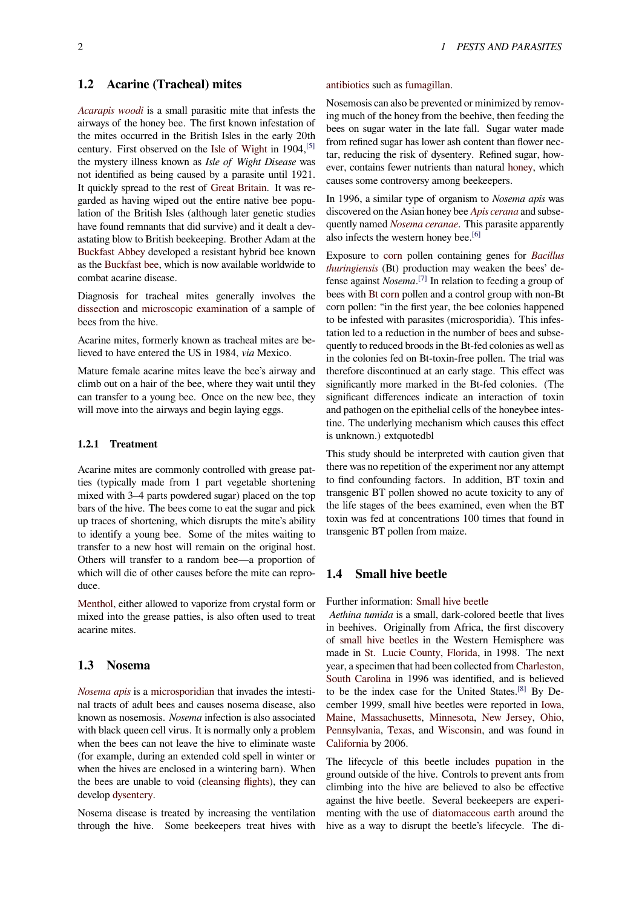## 1.2 Acarine (Tracheal) mites

*Acarapis woodi* is a small parasitic mite that infests the airways of the honey bee. The first known infestation of the mites occurred in the British Isles in the early 20th century. First observed on the Isle of Wight in 1904,[5] the mystery illness known as *Isle of Wight Disease* was not identified as being caused by a parasite until 1921. It quickly spread to the rest of Great Britain. It was regarded as having wiped out the entire native bee population of the British Isles (although later genetic studies have found remnants that did survive) and it dealt a devastating blow to British beekeeping. Brother Adam at the Buckfast Abbey developed a resistant hybrid bee known as the Buckfast bee, which is now available worldwide to combat acarine disease.

Diagnosis for tracheal mites generally involves the dissection and microscopic examination of a sample of bees from the hive.

Acarine mites, formerly known as tracheal mites are believed to have entered the US in 1984, *via* Mexico.

Mature female acarine mites leave the bee's airway and climb out on a hair of the bee, where they wait until they can transfer to a young bee. Once on the new bee, they will move into the airways and begin laying eggs.

### 1.2.1 Treatment

Acarine mites are commonly controlled with grease patties (typically made from 1 part vegetable shortening mixed with 3–4 parts powdered sugar) placed on the top bars of the hive. The bees come to eat the sugar and pick up traces of shortening, which disrupts the mite's ability to identify a young bee. Some of the mites waiting to transfer to a new host will remain on the original host. Others will transfer to a random bee—a proportion of which will die of other causes before the mite can reproduce.

Menthol, either allowed to vaporize from crystal form or mixed into the grease patties, is also often used to treat acarine mites.

## 1.3 Nosema

*Nosema apis* is a microsporidian that invades the intestinal tracts of adult bees and causes nosema disease, also known as nosemosis. *Nosema* infection is also associated with black queen cell virus. It is normally only a problem when the bees can not leave the hive to eliminate waste (for example, during an extended cold spell in winter or when the hives are enclosed in a wintering barn). When the bees are unable to void (cleansing flights), they can develop dysentery.

Nosema disease is treated by increasing the ventilation through the hive. Some beekeepers treat hives with antibiotics such as fumagillan.

Nosemosis can also be prevented or minimized by removing much of the honey from the beehive, then feeding the bees on sugar water in the late fall. Sugar water made from refined sugar has lower ash content than flower nectar, reducing the risk of dysentery. Refined sugar, however, contains fewer nutrients than natural honey, which causes some controversy among beekeepers.

In 1996, a similar type of organism to *Nosema apis* was discovered on the Asian honey bee *Apis cerana* and subsequently named *Nosema ceranae*. This parasite apparently also infects the western honey bee.[6]

Exposure to corn pollen containing genes for *Bacillus thuringiensis* (Bt) production may weaken the bees' defense against *Nosema*.[7] In relation to feeding a group of bees with Bt corn pollen and a control group with non-Bt corn pollen: "in the first year, the bee colonies happened to be infested with parasites (microsporidia). This infestation led to a reduction in the number of bees and subsequently to reduced broods in the Bt-fed colonies as well as in the colonies fed on Bt-toxin-free pollen. The trial was therefore discontinued at an early stage. This effect was significantly more marked in the Bt-fed colonies. (The significant differences indicate an interaction of toxin and pathogen on the epithelial cells of the honeybee intestine. The underlying mechanism which causes this effect is unknown.) extquotedbl

This study should be interpreted with caution given that there was no repetition of the experiment nor any attempt to find confounding factors. In addition, BT toxin and transgenic BT pollen showed no acute toxicity to any of the life stages of the bees examined, even when the BT toxin was fed at concentrations 100 times that found in transgenic BT pollen from maize.

## 1.4 Small hive beetle

Further information: Small hive beetle

*Aethina tumida* is a small, dark-colored beetle that lives in beehives. Originally from Africa, the first discovery of small hive beetles in the Western Hemisphere was made in St. Lucie County, Florida, in 1998. The next year, a specimen that had been collected from Charleston, South Carolina in 1996 was identified, and is believed to be the index case for the United States.[8] By December 1999, small hive beetles were reported in Iowa, Maine, Massachusetts, Minnesota, New Jersey, Ohio, Pennsylvania, Texas, and Wisconsin, and was found in California by 2006.

The lifecycle of this beetle includes pupation in the ground outside of the hive. Controls to prevent ants from climbing into the hive are believed to also be effective against the hive beetle. Several beekeepers are experimenting with the use of diatomaceous earth around the hive as a way to disrupt the beetle's lifecycle. The di-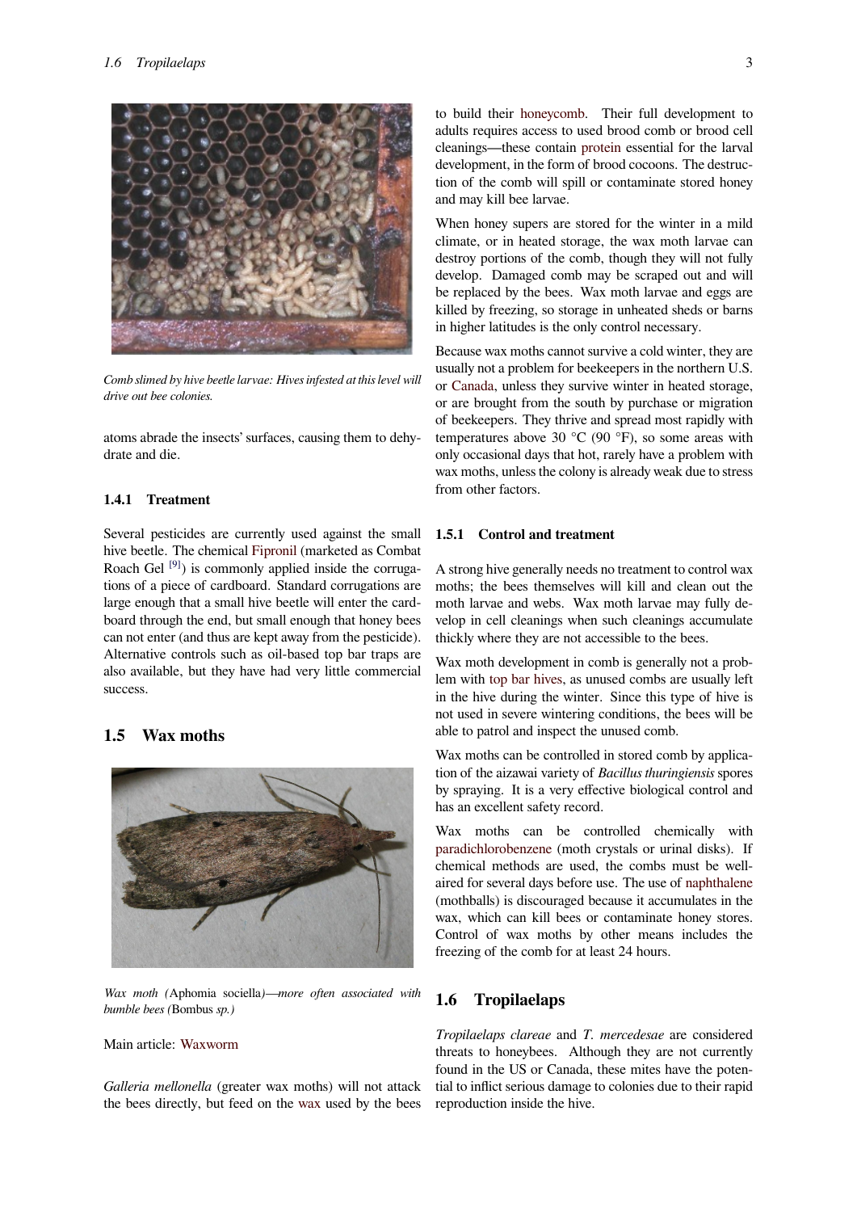*Comb slimed by hive beetle larvae: Hives infested at this level will drive out bee colonies.*

atoms abrade the insects' surfaces, causing them to dehydrate and die.

### 1.4.1 Treatment

Several pesticides are currently used against the small hive beetle. The chemical Fipronil (marketed as Combat Roach Gel [9]) is commonly applied inside the corrugations of a piece of cardboard. Standard corrugations are large enough that a small hive beetle will enter the cardboard through the end, but small enough that honey bees can not enter (and thus are kept away from the pesticide). Alternative controls such as oil-based top bar traps are also available, but they have had very little commercial success.

## 1.5 Wax moths

*Wax moth (*Aphomia sociella*)—more often associated with bumble bees (*Bombus *sp.)*

Main article: Waxworm

*Galleria mellonella* (greater wax moths) will not attack the bees directly, but feed on the wax used by the bees to build their honeycomb. Their full development to adults requires access to used brood comb or brood cell cleanings—these contain protein essential for the larval development, in the form of brood cocoons. The destruction of the comb will spill or contaminate stored honey and may kill bee larvae.

When honey supers are stored for the winter in a mild climate, or in heated storage, the wax moth larvae can destroy portions of the comb, though they will not fully develop. Damaged comb may be scraped out and will be replaced by the bees. Wax moth larvae and eggs are killed by freezing, so storage in unheated sheds or barns in higher latitudes is the only control necessary.

Because wax moths cannot survive a cold winter, they are usually not a problem for beekeepers in the northern U.S. or Canada, unless they survive winter in heated storage, or are brought from the south by purchase or migration of beekeepers. They thrive and spread most rapidly with temperatures above 30 °C (90 °F), so some areas with only occasional days that hot, rarely have a problem with wax moths, unless the colony is already weak due to stress from other factors.

### 1.5.1 Control and treatment

A strong hive generally needs no treatment to control wax moths; the bees themselves will kill and clean out the moth larvae and webs. Wax moth larvae may fully develop in cell cleanings when such cleanings accumulate thickly where they are not accessible to the bees.

Wax moth development in comb is generally not a problem with top bar hives, as unused combs are usually left in the hive during the winter. Since this type of hive is not used in severe wintering conditions, the bees will be able to patrol and inspect the unused comb.

Wax moths can be controlled in stored comb by application of the aizawai variety of *Bacillus thuringiensis* spores by spraying. It is a very effective biological control and has an excellent safety record.

Wax moths can be controlled chemically with paradichlorobenzene (moth crystals or urinal disks). If chemical methods are used, the combs must be well-aired for several days before use. The use of naphthalene (mothballs) is discouraged because it accumulates in the wax, which can kill bees or contaminate honey stores. Control of wax moths by other means includes the freezing of the comb for at least 24 hours.

## 1.6 Tropilaelaps

*Tropilaelaps clareae* and *T. mercedesae* are considered threats to honeybees. Although they are not currently found in the US or Canada, these mites have the potential to inflict serious damage to colonies due to their rapid reproduction inside the hive.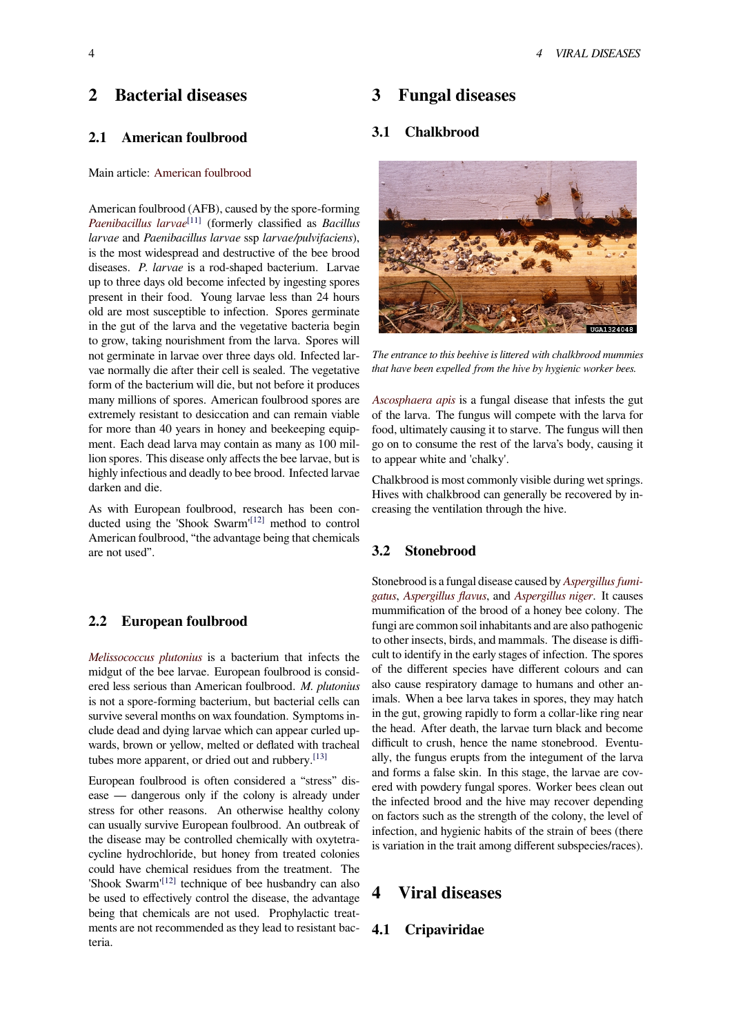## 2 Bacterial diseases

### 2.1 American foulbrood

Main article: American foulbrood

American foulbrood (AFB), caused by the spore-forming *Paenibacillus larvae*[11] (formerly classified as *Bacillus larvae* and *Paenibacillus larvae* ssp *larvae/pulvifaciens*), is the most widespread and destructive of the bee brood diseases. *P. larvae* is a rod-shaped bacterium. Larvae up to three days old become infected by ingesting spores present in their food. Young larvae less than 24 hours old are most susceptible to infection. Spores germinate in the gut of the larva and the vegetative bacteria begin to grow, taking nourishment from the larva. Spores will not germinate in larvae over three days old. Infected larvae normally die after their cell is sealed. The vegetative form of the bacterium will die, but not before it produces many millions of spores. American foulbrood spores are extremely resistant to desiccation and can remain viable for more than 40 years in honey and beekeeping equipment. Each dead larva may contain as many as 100 million spores. This disease only affects the bee larvae, but is highly infectious and deadly to bee brood. Infected larvae darken and die.

As with European foulbrood, research has been conducted using the 'Shook Swarm'[12] method to control American foulbrood, “the advantage being that chemicals are not used”.

### 2.2 European foulbrood

*Melissococcus plutonius* is a bacterium that infects the midgut of the bee larvae. European foulbrood is considered less serious than American foulbrood. *M. plutonius* is not a spore-forming bacterium, but bacterial cells can survive several months on wax foundation. Symptoms include dead and dying larvae which can appear curled upwards, brown or yellow, melted or deflated with tracheal tubes more apparent, or dried out and rubbery.[13]

European foulbrood is often considered a “stress” disease — dangerous only if the colony is already under stress for other reasons. An otherwise healthy colony can usually survive European foulbrood. An outbreak of the disease may be controlled chemically with oxytetracycline hydrochloride, but honey from treated colonies could have chemical residues from the treatment. The 'Shook Swarm'[12] technique of bee husbandry can also be used to effectively control the disease, the advantage being that chemicals are not used. Prophylactic treatments are not recommended as they lead to resistant bacteria.

## 3 Fungal diseases

### 3.1 Chalkbrood

*The entrance to this beehive is littered with chalkbrood mummies that have been expelled from the hive by hygienic worker bees.*

*Ascosphaera apis* is a fungal disease that infests the gut of the larva. The fungus will compete with the larva for food, ultimately causing it to starve. The fungus will then go on to consume the rest of the larva's body, causing it to appear white and 'chalky'.

Chalkbrood is most commonly visible during wet springs. Hives with chalkbrood can generally be recovered by increasing the ventilation through the hive.

### 3.2 Stonebrood

Stonebrood is a fungal disease caused by *Aspergillus fumigatus*, *Aspergillus flavus*, and *Aspergillus niger*. It causes mummification of the brood of a honey bee colony. The fungi are common soil inhabitants and are also pathogenic to other insects, birds, and mammals. The disease is difficult to identify in the early stages of infection. The spores of the different species have different colours and can also cause respiratory damage to humans and other animals. When a bee larva takes in spores, they may hatch in the gut, growing rapidly to form a collar-like ring near the head. After death, the larvae turn black and become difficult to crush, hence the name stonebrood. Eventually, the fungus erupts from the integument of the larva and forms a false skin. In this stage, the larvae are covered with powdery fungal spores. Worker bees clean out the infected brood and the hive may recover depending on factors such as the strength of the colony, the level of infection, and hygienic habits of the strain of bees (there is variation in the trait among different subspecies/races).

## 4 Viral diseases

### 4.1 Cripaviridae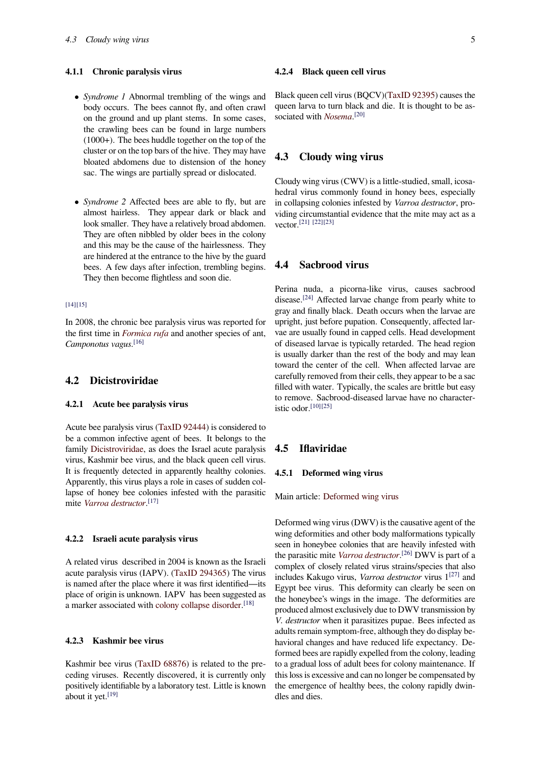#### 4.1.1 Chronic paralysis virus

- *Syndrome 1* Abnormal trembling of the wings and body occurs. The bees cannot fly, and often crawl on the ground and up plant stems. In some cases, the crawling bees can be found in large numbers (1000+). The bees huddle together on the top of the cluster or on the top bars of the hive. They may have bloated abdomens due to distension of the honey sac. The wings are partially spread or dislocated.

- *Syndrome 2* Affected bees are able to fly, but are almost hairless. They appear dark or black and look smaller. They have a relatively broad abdomen. They are often nibbled by older bees in the colony and this may be the cause of the hairlessness. They are hindered at the entrance to the hive by the guard bees. A few days after infection, trembling begins. They then become flightless and soon die.

[14][15]

In 2008, the chronic bee paralysis virus was reported for the first time in *Formica rufa* and another species of ant, *Camponotus vagus*.[16]

### 4.2 Dicistroviridae

#### 4.2.1 Acute bee paralysis virus

Acute bee paralysis virus (TaxID 92444) is considered to be a common infective agent of bees. It belongs to the family Dicistroviridae, as does the Israel acute paralysis virus, Kashmir bee virus, and the black queen cell virus. It is frequently detected in apparently healthy colonies. Apparently, this virus plays a role in cases of sudden collapse of honey bee colonies infested with the parasitic mite *Varroa destructor*.[17]

#### 4.2.2 Israeli acute paralysis virus

A related virus described in 2004 is known as the Israeli acute paralysis virus (IAPV). (TaxID 294365) The virus is named after the place where it was first identified—its place of origin is unknown. IAPV has been suggested as a marker associated with colony collapse disorder.[18]

#### 4.2.3 Kashmir bee virus

Kashmir bee virus (TaxID 68876) is related to the preceding viruses. Recently discovered, it is currently only positively identifiable by a laboratory test. Little is known about it yet.[19]

#### 4.2.4 Black queen cell virus

Black queen cell virus (BQCV)(TaxID 92395) causes the queen larva to turn black and die. It is thought to be associated with *Nosema*.[20]

### 4.3 Cloudy wing virus

Cloudy wing virus (CWV) is a little-studied, small, icosahedral virus commonly found in honey bees, especially in collapsing colonies infested by *Varroa destructor*, providing circumstantial evidence that the mite may act as a vector.[21] [22][23]

### 4.4 Sacbrood virus

Perina nuda, a picorna-like virus, causes sacbrood disease.[24] Affected larvae change from pearly white to gray and finally black. Death occurs when the larvae are upright, just before pupation. Consequently, affected larvae are usually found in capped cells. Head development of diseased larvae is typically retarded. The head region is usually darker than the rest of the body and may lean toward the center of the cell. When affected larvae are carefully removed from their cells, they appear to be a sac filled with water. Typically, the scales are brittle but easy to remove. Sacbrood-diseased larvae have no characteristic odor.[10][25]

### 4.5 Iflaviridae

#### 4.5.1 Deformed wing virus

Main article: Deformed wing virus

Deformed wing virus (DWV) is the causative agent of the wing deformities and other body malformations typically seen in honeybee colonies that are heavily infested with the parasitic mite *Varroa destructor*.[26] DWV is part of a complex of closely related virus strains/species that also includes Kakugo virus, *Varroa destructor* virus 1[27] and Egypt bee virus. This deformity can clearly be seen on the honeybee's wings in the image. The deformities are produced almost exclusively due to DWV transmission by *V. destructor* when it parasitizes pupae. Bees infected as adults remain symptom-free, although they do display behavioral changes and have reduced life expectancy. Deformed bees are rapidly expelled from the colony, leading to a gradual loss of adult bees for colony maintenance. If this loss is excessive and can no longer be compensated by the emergence of healthy bees, the colony rapidly dwindles and dies.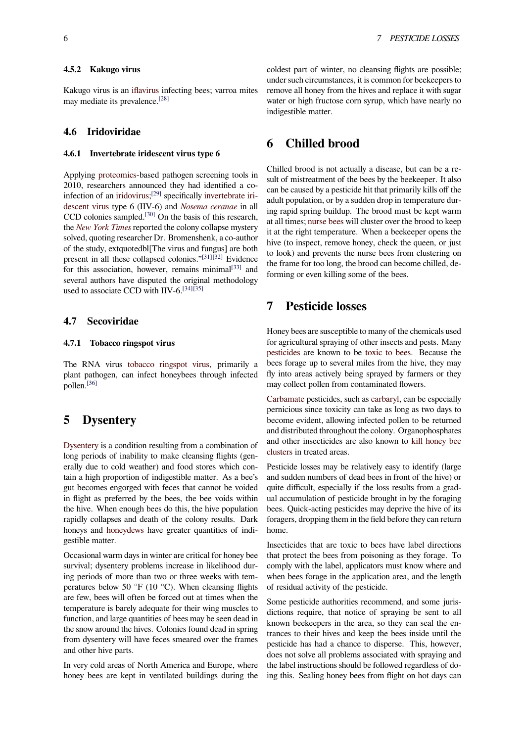#### 4.5.2 Kakugo virus

Kakugo virus is an iflavirus infecting bees; varroa mites may mediate its prevalence.[28]

### 4.6 Iridoviridae

#### 4.6.1 Invertebrate iridescent virus type 6

Applying proteomics-based pathogen screening tools in 2010, researchers announced they had identified a co-infection of an iridovirus;[29] specifically invertebrate iridescent virus type 6 (IIV-6) and *Nosema ceranae* in all CCD colonies sampled.[30] On the basis of this research, the *New York Times* reported the colony collapse mystery solved, quoting researcher Dr. Bromenshenk, a co-author of the study, extquotedbl[The virus and fungus] are both present in all these collapsed colonies."[31][32] Evidence for this association, however, remains minimal[33] and several authors have disputed the original methodology used to associate CCD with IIV-6.[34][35]

### 4.7 Secoviridae

#### 4.7.1 Tobacco ringspot virus

The RNA virus tobacco ringspot virus, primarily a plant pathogen, can infect honeybees through infected pollen.[36]

## 5 Dysentery

Dysentery is a condition resulting from a combination of long periods of inability to make cleansing flights (generally due to cold weather) and food stores which contain a high proportion of indigestible matter. As a bee's gut becomes engorged with feces that cannot be voided in flight as preferred by the bees, the bee voids within the hive. When enough bees do this, the hive population rapidly collapses and death of the colony results. Dark honeys and honeydews have greater quantities of indigestible matter.

Occasional warm days in winter are critical for honey bee survival; dysentery problems increase in likelihood during periods of more than two or three weeks with temperatures below 50 °F (10 °C). When cleansing flights are few, bees will often be forced out at times when the temperature is barely adequate for their wing muscles to function, and large quantities of bees may be seen dead in the snow around the hives. Colonies found dead in spring from dysentery will have feces smeared over the frames and other hive parts.

In very cold areas of North America and Europe, where honey bees are kept in ventilated buildings during the coldest part of winter, no cleansing flights are possible; under such circumstances, it is common for beekeepers to remove all honey from the hives and replace it with sugar water or high fructose corn syrup, which have nearly no indigestible matter.

## 6 Chilled brood

Chilled brood is not actually a disease, but can be a result of mistreatment of the bees by the beekeeper. It also can be caused by a pesticide hit that primarily kills off the adult population, or by a sudden drop in temperature during rapid spring buildup. The brood must be kept warm at all times; nurse bees will cluster over the brood to keep it at the right temperature. When a beekeeper opens the hive (to inspect, remove honey, check the queen, or just to look) and prevents the nurse bees from clustering on the frame for too long, the brood can become chilled, deforming or even killing some of the bees.

## 7 Pesticide losses

Honey bees are susceptible to many of the chemicals used for agricultural spraying of other insects and pests. Many pesticides are known to be toxic to bees. Because the bees forage up to several miles from the hive, they may fly into areas actively being sprayed by farmers or they may collect pollen from contaminated flowers.

Carbamate pesticides, such as carbaryl, can be especially pernicious since toxicity can take as long as two days to become evident, allowing infected pollen to be returned and distributed throughout the colony. Organophosphates and other insecticides are also known to kill honey bee clusters in treated areas.

Pesticide losses may be relatively easy to identify (large and sudden numbers of dead bees in front of the hive) or quite difficult, especially if the loss results from a gradual accumulation of pesticide brought in by the foraging bees. Quick-acting pesticides may deprive the hive of its foragers, dropping them in the field before they can return home.

Insecticides that are toxic to bees have label directions that protect the bees from poisoning as they forage. To comply with the label, applicators must know where and when bees forage in the application area, and the length of residual activity of the pesticide.

Some pesticide authorities recommend, and some jurisdictions require, that notice of spraying be sent to all known beekeepers in the area, so they can seal the entrances to their hives and keep the bees inside until the pesticide has had a chance to disperse. This, however, does not solve all problems associated with spraying and the label instructions should be followed regardless of doing this. Sealing honey bees from flight on hot days can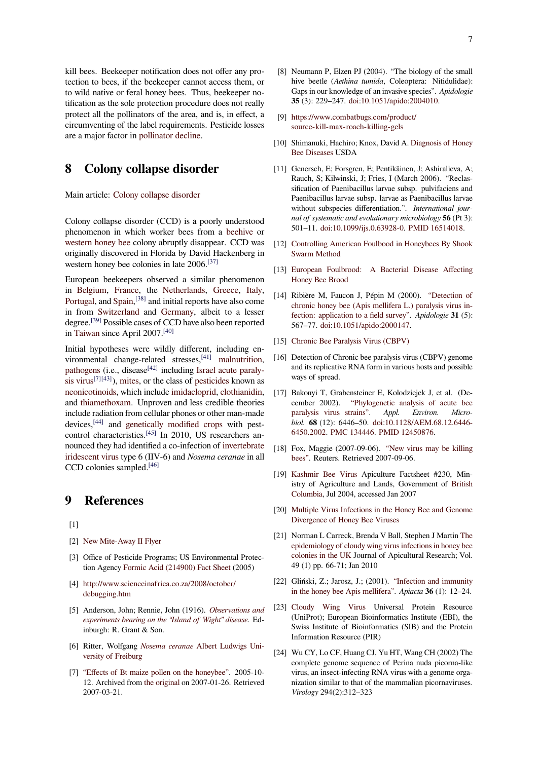kill bees. Beekeeper notification does not offer any protection to bees, if the beekeeper cannot access them, or to wild native or feral honey bees. Thus, beekeeper notification as the sole protection procedure does not really protect all the pollinators of the area, and is, in effect, a circumventing of the label requirements. Pesticide losses are a major factor in pollinator decline.

## 8 Colony collapse disorder

Main article: Colony collapse disorder

Colony collapse disorder (CCD) is a poorly understood phenomenon in which worker bees from a beehive or western honey bee colony abruptly disappear. CCD was originally discovered in Florida by David Hackenberg in western honey bee colonies in late 2006.[37]

European beekeepers observed a similar phenomenon in Belgium, France, the Netherlands, Greece, Italy, Portugal, and Spain,[38] and initial reports have also come in from Switzerland and Germany, albeit to a lesser degree.[39] Possible cases of CCD have also been reported in Taiwan since April 2007.[40]

Initial hypotheses were wildly different, including environmental change-related stresses,[41] malnutrition, pathogens (i.e., disease[42] including Israel acute paralysis virus[7][43]), mites, or the class of pesticides known as neonicotinoids, which include imidacloprid, clothianidin, and thiamethoxam. Unproven and less credible theories include radiation from cellular phones or other man-made devices,[44] and genetically modified crops with pest-control characteristics.[45] In 2010, US researchers announced they had identified a co-infection of invertebrate iridescent virus type 6 (IIV-6) and *Nosema ceranae* in all CCD colonies sampled.[46]

## 9 References

[1]

[2] New Mite-Away II Flyer

[3] Office of Pesticide Programs; US Environmental Protection Agency Formic Acid (214900) Fact Sheet (2005)

[4] http://www.scienceinafrica.co.za/2008/october/debugging.htm

[5] Anderson, John; Rennie, John (1916). *Observations and experiments bearing on the "Island of Wight" disease*. Edinburgh: R. Grant & Son.

[6] Ritter, Wolfgang *Nosema ceranae* Albert Ludwigs University of Freiburg

[7] "Effects of Bt maize pollen on the honeybee". 2005-10-12. Archived from the original on 2007-01-26. Retrieved 2007-03-21.

[8] Neumann P, Elzen PJ (2004). "The biology of the small hive beetle (*Aethina tumida*, Coleoptera: Nitidulidae): Gaps in our knowledge of an invasive species". *Apidologie* **35** (3): 229–247. doi:10.1051/apido:2004010.

[9] https://www.combatbugs.com/product/source-kill-max-roach-killing-gels

[10] Shimanuki, Hachiro; Knox, David A. Diagnosis of Honey Bee Diseases USDA

[11] Genersch, E; Forsgren, E; Pentikäinen, J; Ashiralieva, A; Rauch, S; Kilwinski, J; Fries, I (March 2006). "Reclassification of Paenibacillus larvae subsp. pulvifaciens and Paenibacillus larvae subsp. larvae as Paenibacillus larvae without subspecies differentiation.". *International journal of systematic and evolutionary microbiology* **56** (Pt 3): 501–11. doi:10.1099/ijs.0.63928-0. PMID 16514018.

[12] Controlling American Foulbood in Honeybees By Shook Swarm Method

[13] European Foulbrood: A Bacterial Disease Affecting Honey Bee Brood

[14] Ribière M, Faucon J, Pépin M (2000). "Detection of chronic honey bee (Apis mellifera L.) paralysis virus infection: application to a field survey". *Apidologie* **31** (5): 567–77. doi:10.1051/apido:2000147.

[15] Chronic Bee Paralysis Virus (CBPV)

[16] Detection of Chronic bee paralysis virus (CBPV) genome and its replicative RNA form in various hosts and possible ways of spread.

[17] Bakonyi T, Grabensteiner E, Kolodziejek J, et al. (December 2002). "Phylogenetic analysis of acute bee paralysis virus strains". *Appl. Environ. Microbiol.* **68** (12): 6446–50. doi:10.1128/AEM.68.12.6446-6450.2002. PMC 134446. PMID 12450876.

[18] Fox, Maggie (2007-09-06). "New virus may be killing bees". Reuters. Retrieved 2007-09-06.

[19] Kashmir Bee Virus Apiculture Factsheet #230, Ministry of Agriculture and Lands, Government of British Columbia, Jul 2004, accessed Jan 2007

[20] Multiple Virus Infections in the Honey Bee and Genome Divergence of Honey Bee Viruses

[21] Norman L Carreck, Brenda V Ball, Stephen J Martin The epidemiology of cloudy wing virus infections in honey bee colonies in the UK Journal of Apicultural Research; Vol. 49 (1) pp. 66-71; Jan 2010

[22] Gliński, Z.; Jarosz, J.; (2001). "Infection and immunity in the honey bee Apis mellifera". *Apiacta* **36** (1): 12–24.

[23] Cloudy Wing Virus Universal Protein Resource (UniProt); European Bioinformatics Institute (EBI), the Swiss Institute of Bioinformatics (SIB) and the Protein Information Resource (PIR)

[24] Wu CY, Lo CF, Huang CJ, Yu HT, Wang CH (2002) The complete genome sequence of Perina nuda picorna-like virus, an insect-infecting RNA virus with a genome organization similar to that of the mammalian picornaviruses. *Virology* 294(2):312–323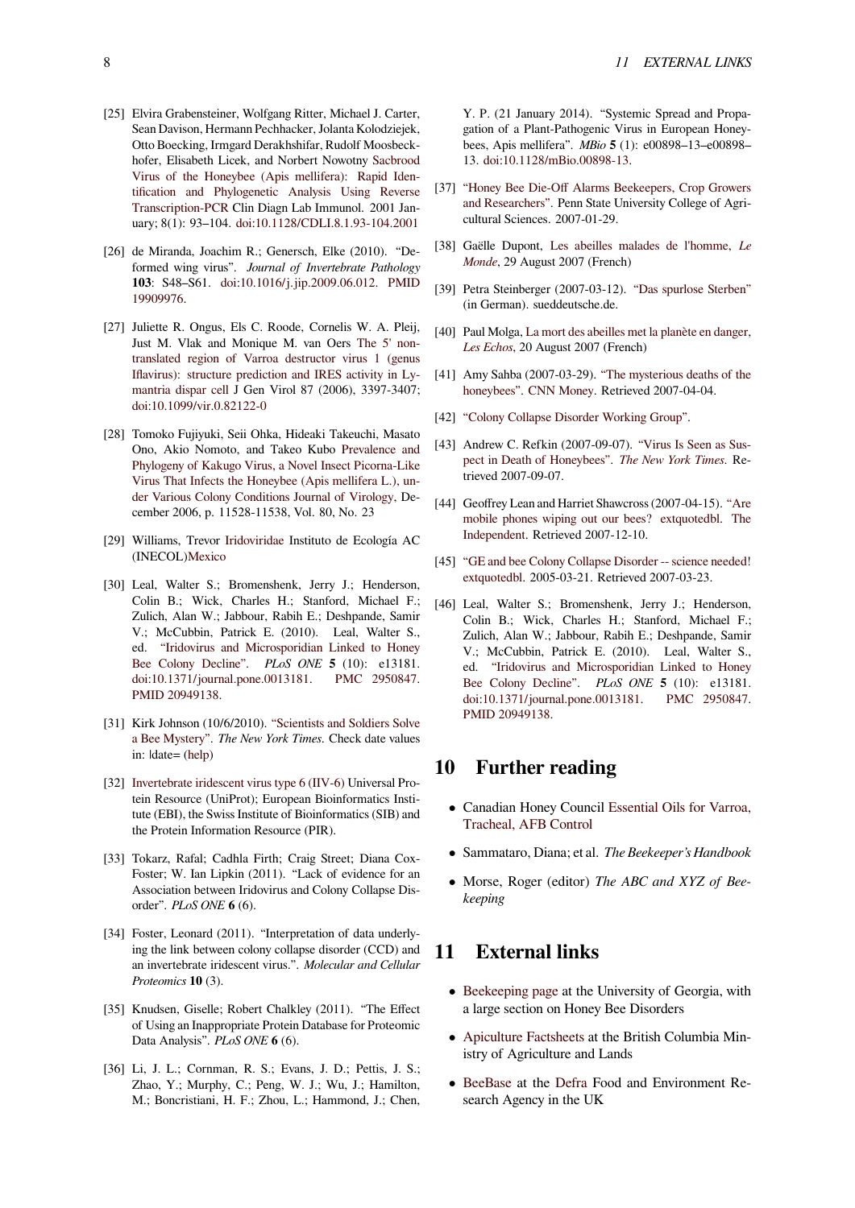[25] Elvira Grabensteiner, Wolfgang Ritter, Michael J. Carter, Sean Davison, Hermann Pechhacker, Jolanta Kolodziejek, Otto Boecking, Irmgard Derakhshifar, Rudolf Moosbeckhofer, Elisabeth Licek, and Norbert Nowotny Sacbrood Virus of the Honeybee (Apis mellifera): Rapid Identification and Phylogenetic Analysis Using Reverse Transcription-PCR Clin Diagn Lab Immunol. 2001 January; 8(1): 93–104. doi:10.1128/CDLI.8.1.93-104.2001

[26] de Miranda, Joachim R.; Genersch, Elke (2010). "Deformed wing virus". *Journal of Invertebrate Pathology* **103**: S48–S61. doi:10.1016/j.jip.2009.06.012. PMID 19909976.

[27] Juliette R. Ongus, Els C. Roode, Cornelis W. A. Pleij, Just M. Vlak and Monique M. van Oers The 5' non-translated region of Varroa destructor virus 1 (genus Iflavirus): structure prediction and IRES activity in Lymantria dispar cell J Gen Virol 87 (2006), 3397-3407; doi:10.1099/vir.0.82122-0

[28] Tomoko Fujiyuki, Seii Ohka, Hideaki Takeuchi, Masato Ono, Akio Nomoto, and Takeo Kubo Prevalence and Phylogeny of Kakugo Virus, a Novel Insect Picorna-Like Virus That Infects the Honeybee (Apis mellifera L.), under Various Colony Conditions Journal of Virology, December 2006, p. 11528-11538, Vol. 80, No. 23

[29] Williams, Trevor Iridoviridae Instituto de Ecología AC (INECOL)Mexico

[30] Leal, Walter S.; Bromenshenk, Jerry J.; Henderson, Colin B.; Wick, Charles H.; Stanford, Michael F.; Zulich, Alan W.; Jabbour, Rabih E.; Deshpande, Samir V.; McCubbin, Patrick E. (2010). Leal, Walter S., ed. "Iridovirus and Microsporidian Linked to Honey Bee Colony Decline". *PLoS ONE* **5** (10): e13181. doi:10.1371/journal.pone.0013181. PMC 2950847. PMID 20949138.

[31] Kirk Johnson (10/6/2010). "Scientists and Soldiers Solve a Bee Mystery". *The New York Times*. Check date values in: |date= (help)

[32] Invertebrate iridescent virus type 6 (IIV-6) Universal Protein Resource (UniProt); European Bioinformatics Institute (EBI), the Swiss Institute of Bioinformatics (SIB) and the Protein Information Resource (PIR).

[33] Tokarz, Rafal; Cadhla Firth; Craig Street; Diana Cox-Foster; W. Ian Lipkin (2011). "Lack of evidence for an Association between Iridovirus and Colony Collapse Disorder". *PLoS ONE* **6** (6).

[34] Foster, Leonard (2011). "Interpretation of data underlying the link between colony collapse disorder (CCD) and an invertebrate iridescent virus.". *Molecular and Cellular Proteomics* **10** (3).

[35] Knudsen, Giselle; Robert Chalkley (2011). "The Effect of Using an Inappropriate Protein Database for Proteomic Data Analysis". *PLoS ONE* **6** (6).

[36] Li, J. L.; Cornman, R. S.; Evans, J. D.; Pettis, J. S.; Zhao, Y.; Murphy, C.; Peng, W. J.; Wu, J.; Hamilton, M.; Boncristiani, H. F.; Zhou, L.; Hammond, J.; Chen, Y. P. (21 January 2014). "Systemic Spread and Propagation of a Plant-Pathogenic Virus in European Honeybees, Apis mellifera". *MBio* **5** (1): e00898–13–e00898–13. doi:10.1128/mBio.00898-13.

[37] "Honey Bee Die-Off Alarms Beekeepers, Crop Growers and Researchers". Penn State University College of Agricultural Sciences. 2007-01-29.

[38] Gaëlle Dupont, Les abeilles malades de l'homme, *Le Monde*, 29 August 2007 (French)

[39] Petra Steinberger (2007-03-12). "Das spurlose Sterben" (in German). sueddeutsche.de.

[40] Paul Molga, La mort des abeilles met la planète en danger, *Les Echos*, 20 August 2007 (French)

[41] Amy Sahba (2007-03-29). "The mysterious deaths of the honeybees". CNN Money. Retrieved 2007-04-04.

[42] "Colony Collapse Disorder Working Group".

[43] Andrew C. Refkin (2007-09-07). "Virus Is Seen as Suspect in Death of Honeybees". *The New York Times*. Retrieved 2007-09-07.

[44] Geoffrey Lean and Harriet Shawcross (2007-04-15). "Are mobile phones wiping out our bees? extquotedbl. The Independent. Retrieved 2007-12-10.

[45] "GE and bee Colony Collapse Disorder -- science needed! extquotedbl. 2005-03-21. Retrieved 2007-03-23.

[46] Leal, Walter S.; Bromenshenk, Jerry J.; Henderson, Colin B.; Wick, Charles H.; Stanford, Michael F.; Zulich, Alan W.; Jabbour, Rabih E.; Deshpande, Samir V.; McCubbin, Patrick E. (2010). Leal, Walter S., ed. "Iridovirus and Microsporidian Linked to Honey Bee Colony Decline". *PLoS ONE* **5** (10): e13181. doi:10.1371/journal.pone.0013181. PMC 2950847. PMID 20949138.

# 10 Further reading

- Canadian Honey Council Essential Oils for Varroa, Tracheal, AFB Control
- Sammataro, Diana; et al. *The Beekeeper's Handbook*
- Morse, Roger (editor) *The ABC and XYZ of Beekeeping*

# 11 External links

- Beekeeping page at the University of Georgia, with a large section on Honey Bee Disorders
- Apiculture Factsheets at the British Columbia Ministry of Agriculture and Lands
- BeeBase at the Defra Food and Environment Research Agency in the UK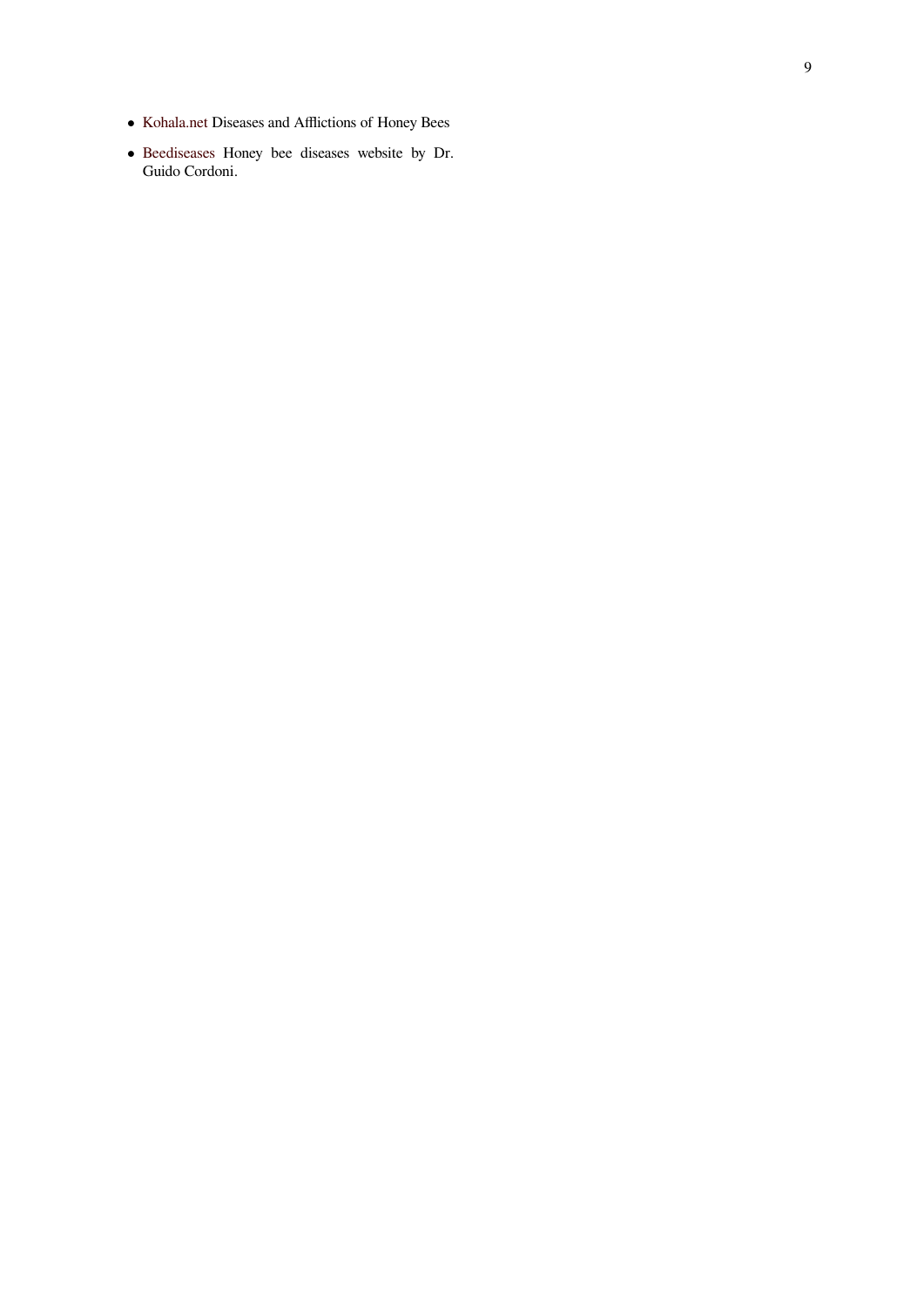- Kohala.net Diseases and Afflictions of Honey Bees
- Beediseases Honey bee diseases website by Dr. Guido Cordoni.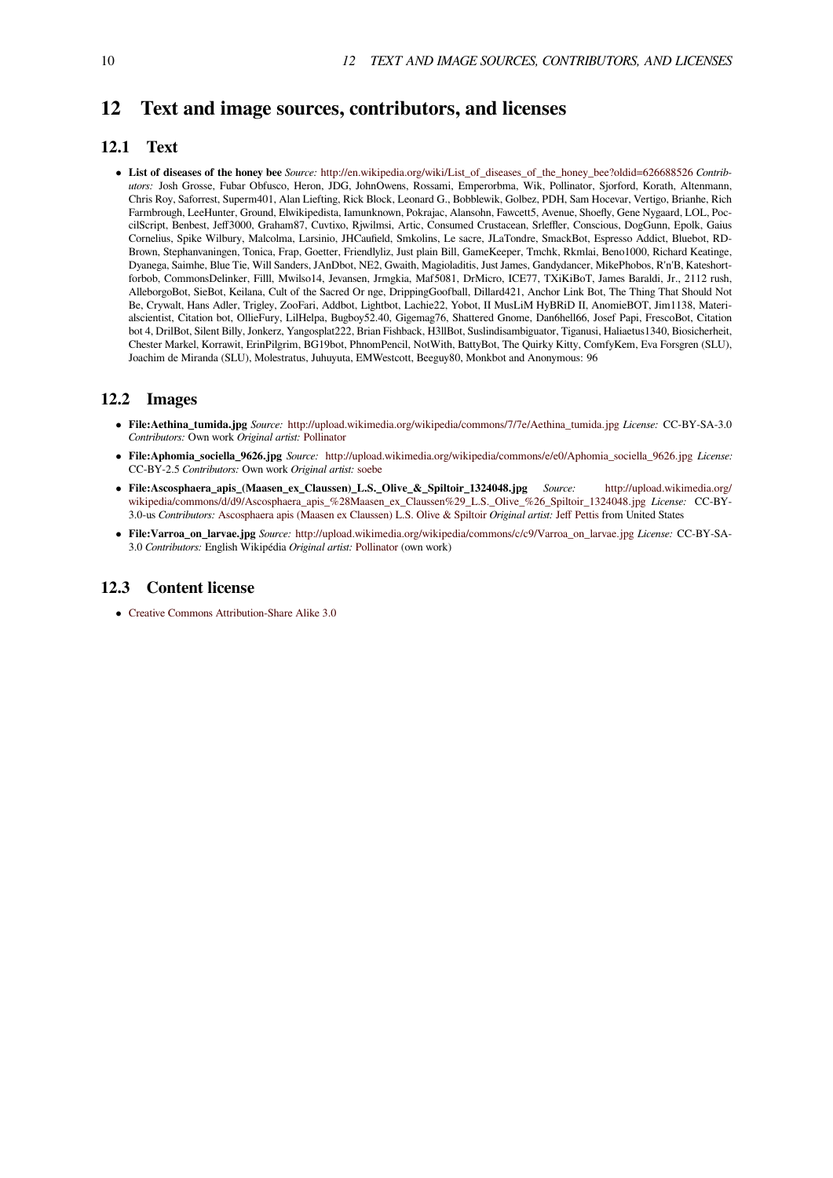# 12 Text and image sources, contributors, and licenses

## 12.1 Text

- **List of diseases of the honey bee** *Source:* http://en.wikipedia.org/wiki/List_of_diseases_of_the_honey_bee?oldid=626688526 *Contributors:* Josh Grosse, Fubar Obfusco, Heron, JDG, JohnOwens, Rossami, Emperorbma, Wik, Pollinator, Sjorford, Korath, Altenmann, Chris Roy, Saforrest, Superm401, Alan Liefting, Rick Block, Leonard G., Bobblewik, Golbez, PDH, Sam Hocevar, Vertigo, Brianhe, Rich Farmbrough, LeeHunter, Ground, Elwikipedista, Iamunknown, Pokrajac, Alansohn, Fawcett5, Avenue, Shoefly, Gene Nygaard, LOL, PoccilScript, Benbest, Jeff3000, Graham87, Cuvtixo, Rjwilmsi, Artic, Consumed Crustacean, Srleffler, Conscious, DogGunn, Epolk, Gaius Cornelius, Spike Wilbury, Malcolma, Larsinio, JHCaufield, Smkolins, Le sacre, JLaTondre, SmackBot, Espresso Addict, Bluebot, RDBrown, Stephanvaningen, Tonica, Frap, Goetter, Friendlyliz, Just plain Bill, GameKeeper, Tmchk, Rkmlai, Beno1000, Richard Keatinge, Dyanega, Saimhe, Blue Tie, Will Sanders, JAnDbot, NE2, Gwaith, Magioladitis, Just James, Gandydancer, MikePhobos, R'n'B, Kateshortforbob, CommonsDelinker, Filll, Mwilso14, Jevansen, Jrmgkia, Maf5081, DrMicro, ICE77, TXiKiBoT, James Baraldi, Jr., 2112 rush, AlleborgoBot, SieBot, Keilana, Cult of the Sacred Or nge, DrippingGoofball, Dillard421, Anchor Link Bot, The Thing That Should Not Be, Crywalt, Hans Adler, Trigley, ZooFari, Addbot, Lightbot, Lachie22, Yobot, II MusLiM HyBRiD II, AnomieBOT, Jim1138, Materialscientist, Citation bot, OllieFury, LilHelpa, Bugboy52.40, Gigemag76, Shattered Gnome, Dan6hell66, Josef Papi, FrescoBot, Citation bot 4, DrilBot, Silent Billy, Jonkerz, Yangosplat222, Brian Fishback, H3llBot, Suslindisambiguator, Tiganusi, Haliaetus1340, Biosicherheit, Chester Markel, Korrawit, ErinPilgrim, BG19bot, PhnomPencil, NotWith, BattyBot, The Quirky Kitty, ComfyKem, Eva Forsgren (SLU), Joachim de Miranda (SLU), Molestratus, Juhuyuta, EMWestcott, Beeguy80, Monkbot and Anonymous: 96

## 12.2 Images

- **File:Aethina_tumida.jpg** *Source:* http://upload.wikimedia.org/wikipedia/commons/7/7e/Aethina_tumida.jpg *License:* CC-BY-SA-3.0 *Contributors:* Own work *Original artist:* Pollinator
- **File:Aphomia_sociella_9626.jpg** *Source:* http://upload.wikimedia.org/wikipedia/commons/e/e0/Aphomia_sociella_9626.jpg *License:* CC-BY-2.5 *Contributors:* Own work *Original artist:* soebe
- **File:Ascosphaera_apis_(Maasen_ex_Claussen)_L.S._Olive_&_Spiltoir_1324048.jpg** *Source:* http://upload.wikimedia.org/wikipedia/commons/d/d9/Ascosphaera_apis_%28Maasen_ex_Claussen%29_L.S._Olive_%26_Spiltoir_1324048.jpg *License:* CC-BY-3.0-us *Contributors:* Ascosphaera apis (Maasen ex Claussen) L.S. Olive & Spiltoir *Original artist:* Jeff Pettis from United States
- **File:Varroa_on_larvae.jpg** *Source:* http://upload.wikimedia.org/wikipedia/commons/c/c9/Varroa_on_larvae.jpg *License:* CC-BY-SA-3.0 *Contributors:* English Wikipédia *Original artist:* Pollinator (own work)

## 12.3 Content license

- Creative Commons Attribution-Share Alike 3.0